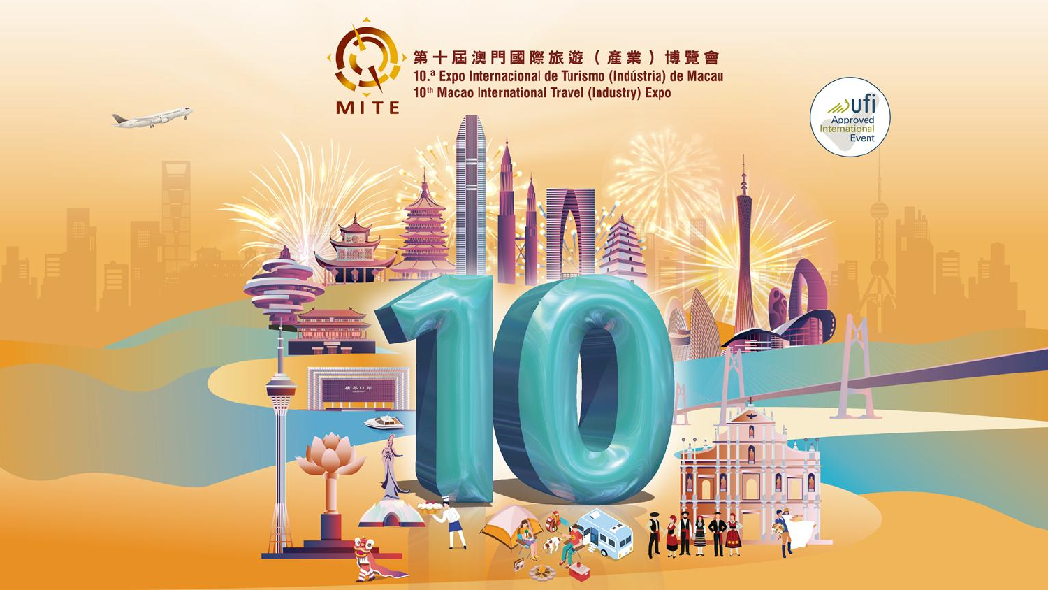# 第十屆澳門國際旅遊（產業）博覽會

# 10.ª Expo Internacional de Turismo (Indústria) de Macau

# 10th Macao International Travel (Industry) Expo

MITE

ufi Approved International Event

10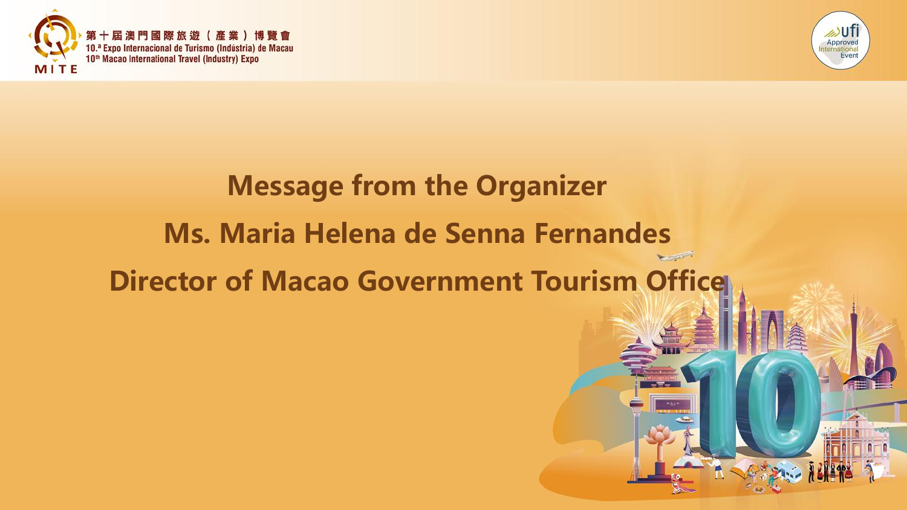# Message from the Organizer

## Ms. Maria Helena de Senna Fernandes

## Director of Macao Government Tourism Office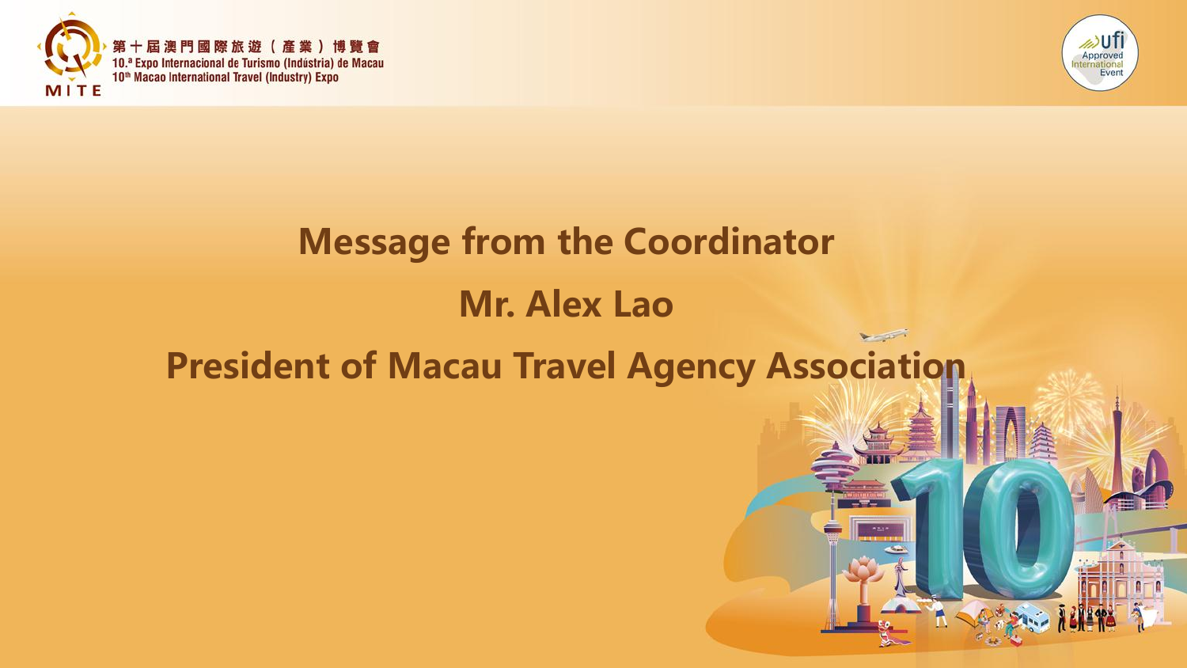# Message from the Coordinator

## Mr. Alex Lao

## President of Macau Travel Agency Association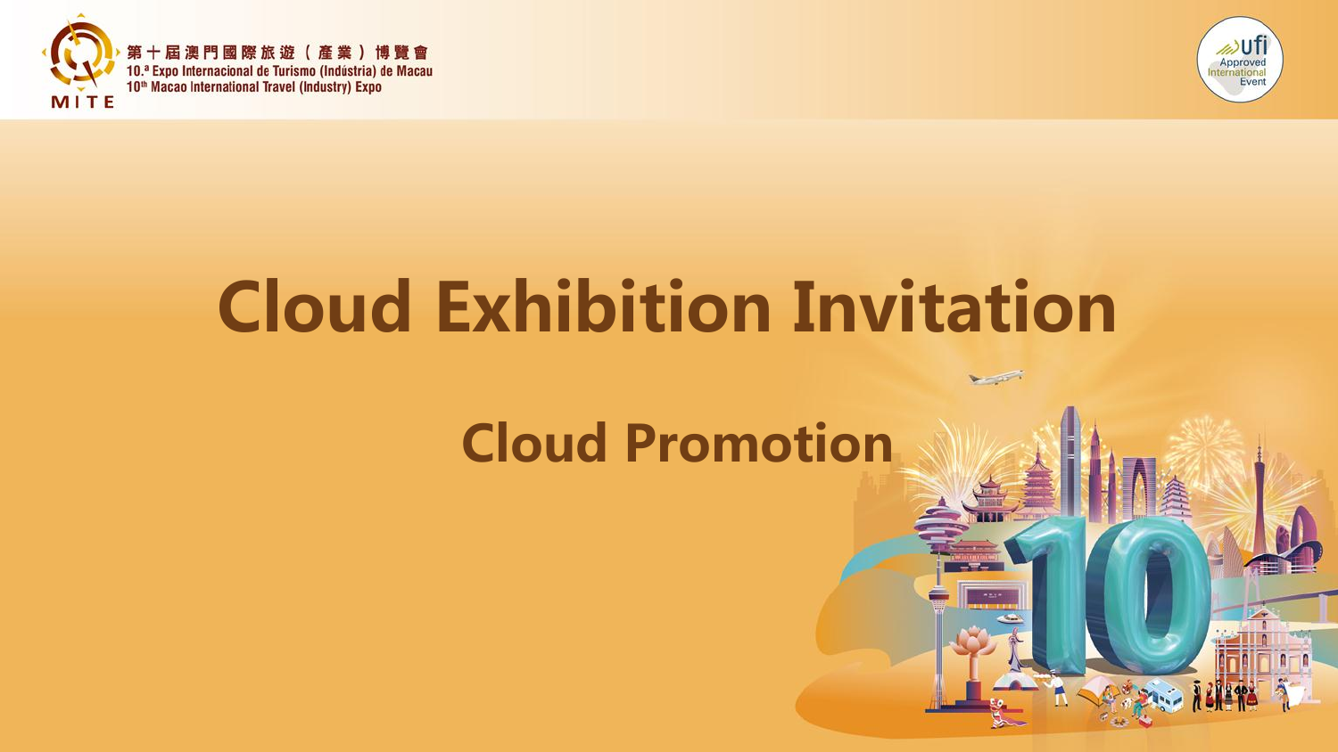# Cloud Exhibition Invitation

## Cloud Promotion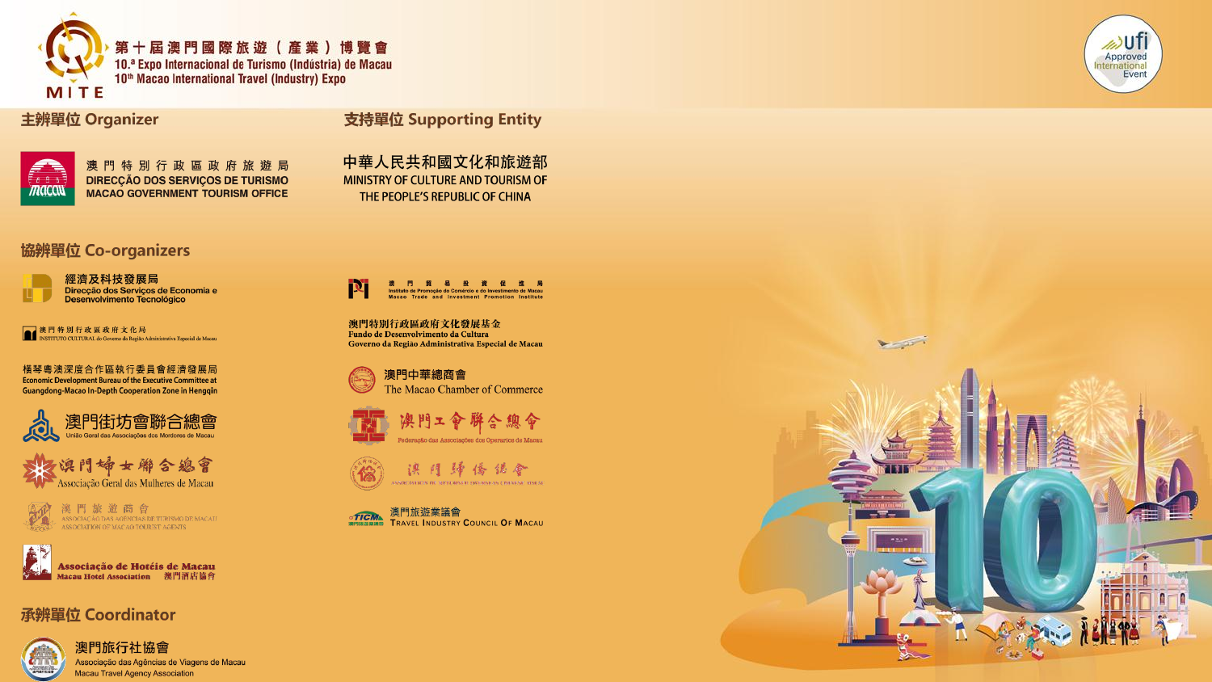第十屆澳門國際旅遊（產業）博覽會
10.ª Expo Internacional de Turismo (Indústria) de Macau
10th Macao International Travel (Industry) Expo

MITE

ufi Approved International Event

## 主辦單位 Organizer

澳門特別行政區政府旅遊局
DIRECÇÃO DOS SERVIÇOS DE TURISMO
MACAO GOVERNMENT TOURISM OFFICE

## 支持單位 Supporting Entity

中華人民共和國文化和旅遊部
MINISTRY OF CULTURE AND TOURISM OF THE PEOPLE'S REPUBLIC OF CHINA

## 協辦單位 Co-organizers

經濟及科技發展局
Direcção dos Serviços de Economia e Desenvolvimento Tecnológico

澳門貿易投資促進局
Instituto de Promoção do Comércio e do Investimento de Macau
Macao Trade and Investment Promotion Institute

澳門特別行政區政府文化局
INSTITUTO CULTURAL do Governo da Região Administrativa Especial de Macau

澳門特別行政區政府文化發展基金
Fundo de Desenvolvimento da Cultura
Governo da Região Administrativa Especial de Macau

橫琴粵澳深度合作區執行委員會經濟發展局
Economic Development Bureau of the Executive Committee at Guangdong-Macao In-Depth Cooperation Zone in Hengqin

澳門中華總商會
The Macao Chamber of Commerce

澳門街坊會聯合總會
União Geral das Associações dos Moradores de Macau

澳門工會聯合總會
Federação das Associações dos Operários de Macau

澳門婦女聯合總會
Associação Geral das Mulheres de Macau

澳門歸僑總會

澳門旅遊商會
ASSOCIAÇÃO DAS AGÊNCIAS DE TURISMO DE MACAU
ASSOCIATION OF MACAO TOURIST AGENTS

澳門旅遊業議會
Travel Industry Council of Macau

Associação de Hotéis de Macau
Macau Hotel Association
澳門酒店協會

## 承辦單位 Coordinator

澳門旅行社協會
Associação das Agências de Viagens de Macau
Macau Travel Agency Association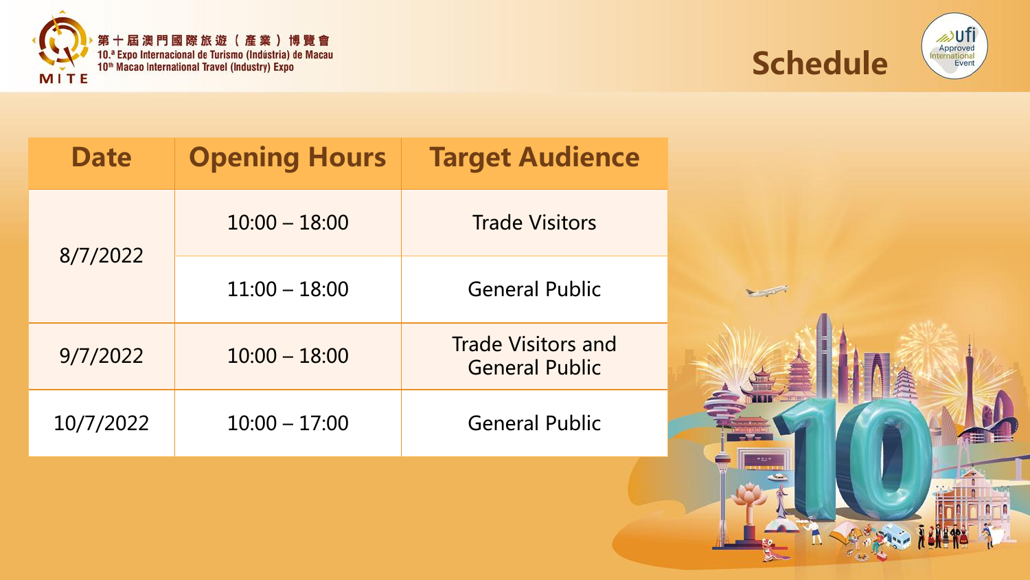第十屆澳門國際旅遊（產業）博覽會
10.ª Expo Internacional de Turismo (Indústria) de Macau
10th Macao International Travel (Industry) Expo

# Schedule

| Date | Opening Hours | Target Audience |
|---|---|---|
| 8/7/2022 | 10:00 – 18:00 | Trade Visitors |
| | 11:00 – 18:00 | General Public |
| 9/7/2022 | 10:00 – 18:00 | Trade Visitors and General Public |
| 10/7/2022 | 10:00 – 17:00 | General Public |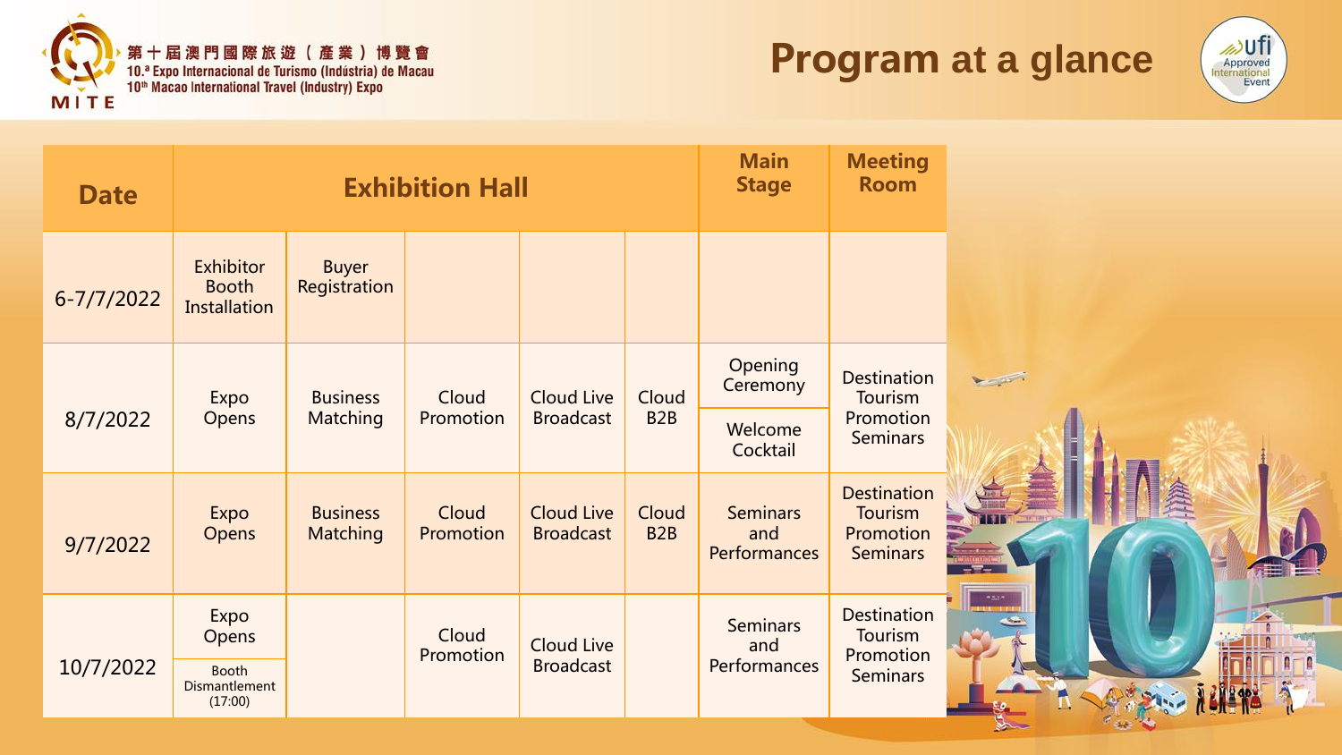# Program at a glance

第十屆澳門國際旅遊（產業）博覽會
10.ª Expo Internacional de Turismo (Indústria) de Macau
10th Macao International Travel (Industry) Expo

| Date | Exhibition Hall | | | | | Main Stage | Meeting Room |
|---|---|---|---|---|---|---|---|
| 6-7/7/2022 | Exhibitor Booth Installation | Buyer Registration | | | | | |
| 8/7/2022 | Expo Opens | Business Matching | Cloud Promotion | Cloud Live Broadcast | Cloud B2B | Opening Ceremony / Welcome Cocktail | Destination Tourism Promotion Seminars |
| 9/7/2022 | Expo Opens | Business Matching | Cloud Promotion | Cloud Live Broadcast | Cloud B2B | Seminars and Performances | Destination Tourism Promotion Seminars |
| 10/7/2022 | Expo Opens / Booth Dismantlement (17:00) | | Cloud Promotion | Cloud Live Broadcast | | Seminars and Performances | Destination Tourism Promotion Seminars |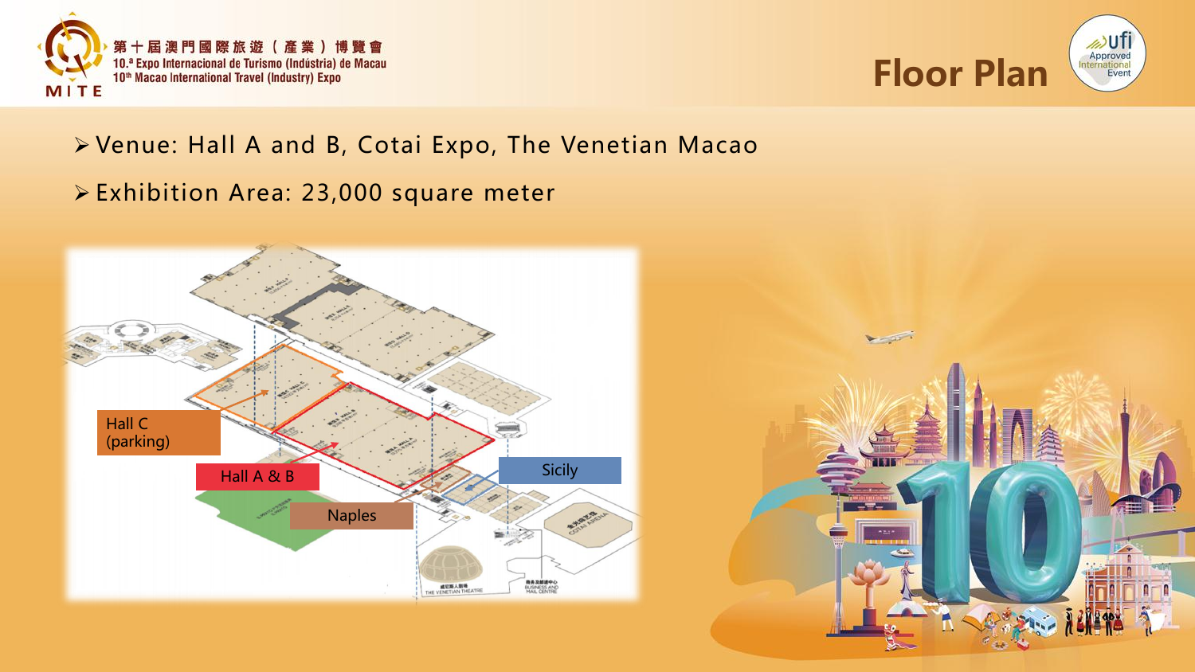# Floor Plan

- Venue: Hall A and B, Cotai Expo, The Venetian Macao
- Exhibition Area: 23,000 square meter

Hall C (parking)

Hall A & B

Naples

Sicily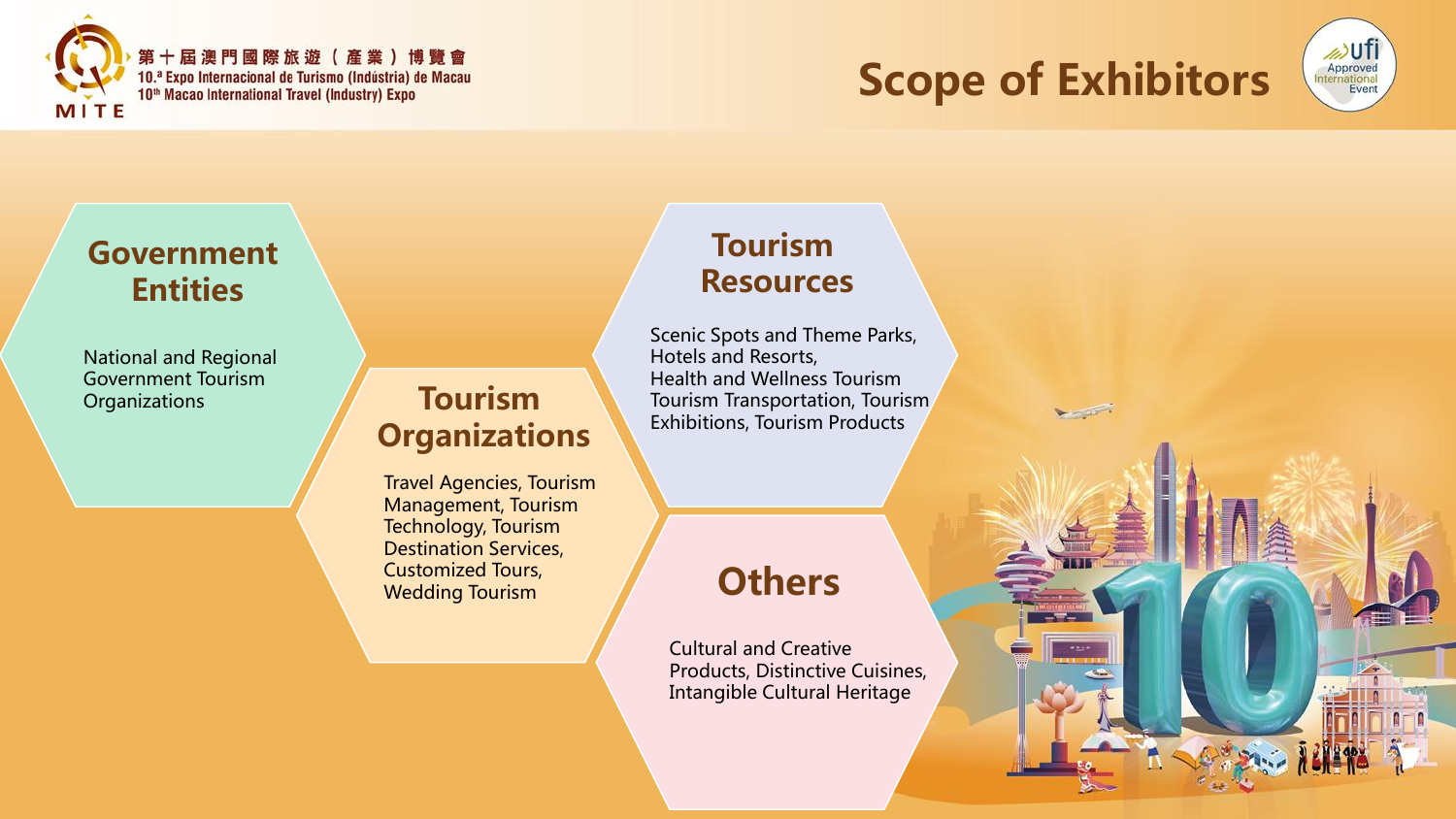# Scope of Exhibitors

## Government Entities

National and Regional Government Tourism Organizations

## Tourism Organizations

Travel Agencies, Tourism Management, Tourism Technology, Tourism Destination Services, Customized Tours, Wedding Tourism

## Tourism Resources

Scenic Spots and Theme Parks, Hotels and Resorts, Health and Wellness Tourism, Tourism Transportation, Tourism Exhibitions, Tourism Products

## Others

Cultural and Creative Products, Distinctive Cuisines, Intangible Cultural Heritage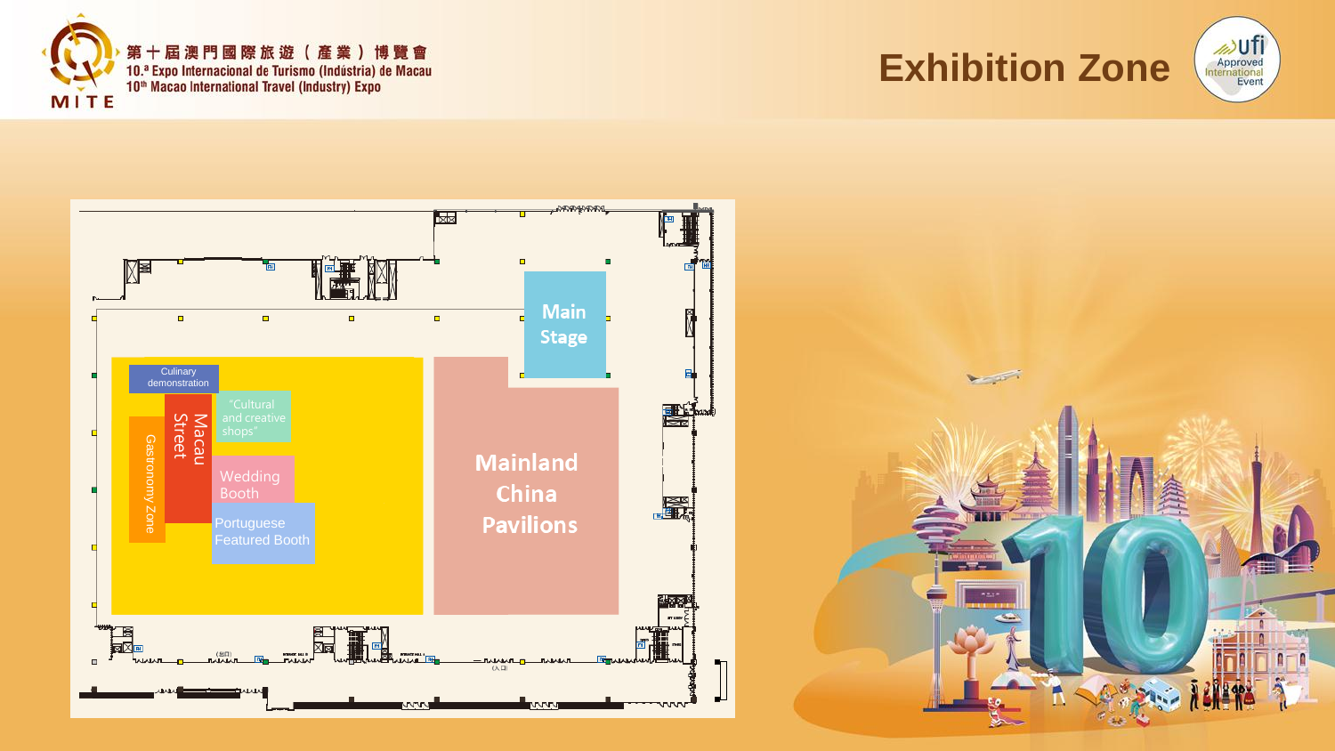第十屆澳門國際旅遊（產業）博覽會
10.ª Expo Internacional de Turismo (Indústria) de Macau
10th Macao International Travel (Industry) Expo

# Exhibition Zone

Main Stage

Mainland China Pavilions

Culinary demonstration

"Cultural and creative shops"

Macau Street

Gastronomy Zone

Wedding Booth

Portuguese Featured Booth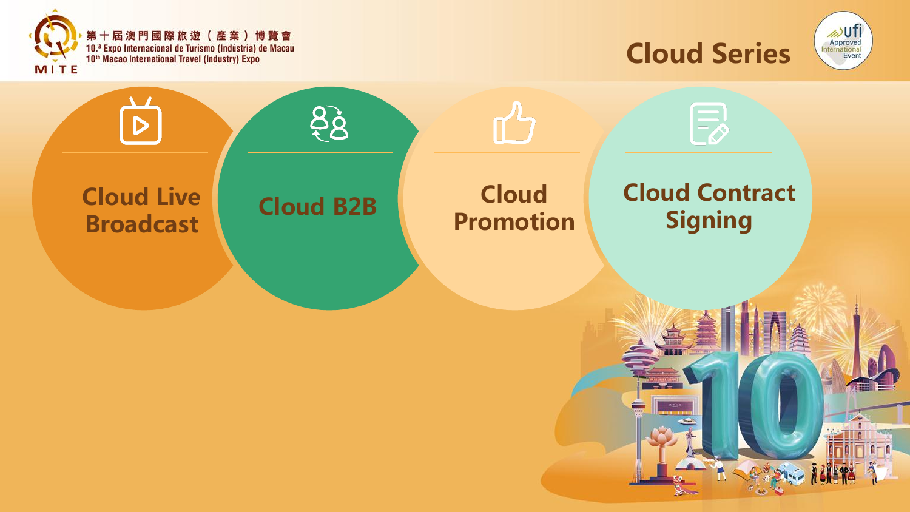# Cloud Series

- Cloud Live Broadcast
- Cloud B2B
- Cloud Promotion
- Cloud Contract Signing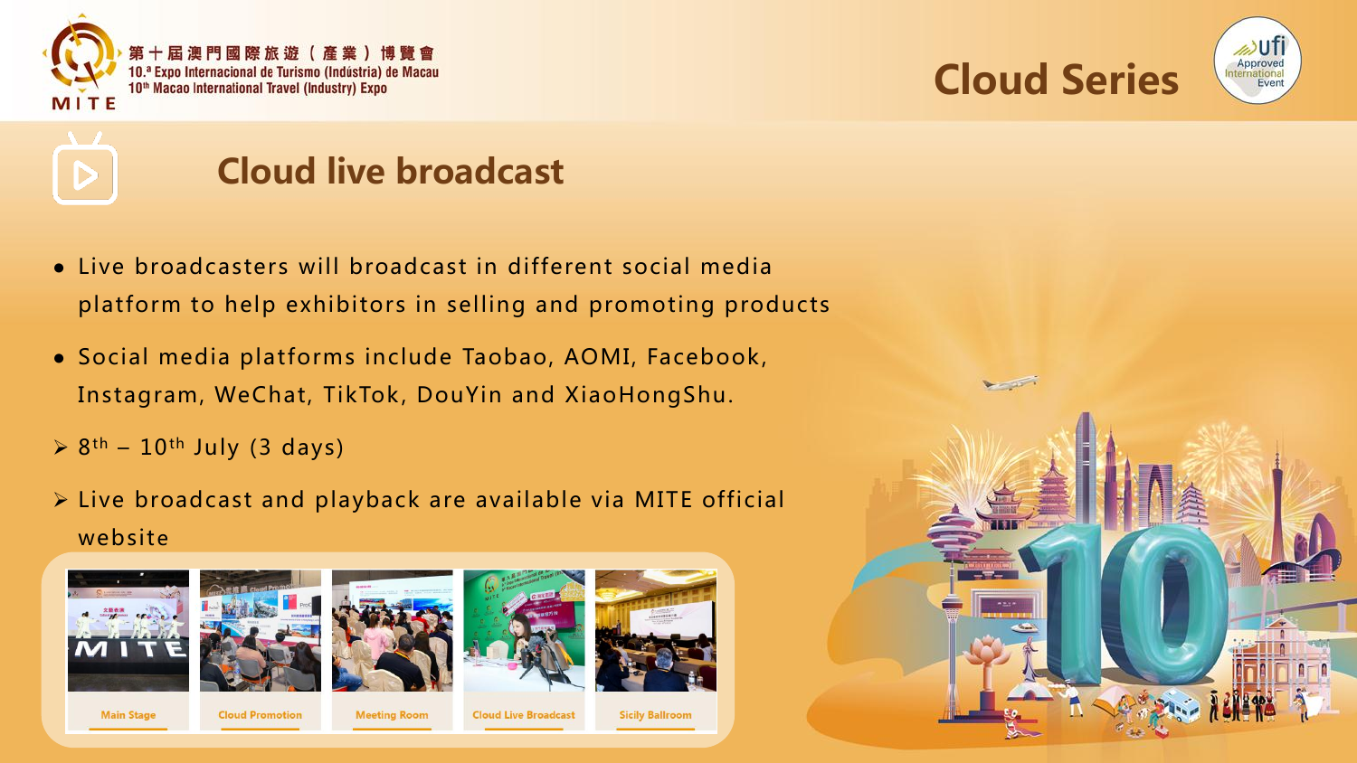# Cloud Series

## Cloud live broadcast

- Live broadcasters will broadcast in different social media platform to help exhibitors in selling and promoting products
- Social media platforms include Taobao, AOMI, Facebook, Instagram, WeChat, TikTok, DouYin and XiaoHongShu.

- 8th – 10th July (3 days)
- Live broadcast and playback are available via MITE official website

Main Stage | Cloud Promotion | Meeting Room | Cloud Live Broadcast | Sicily Ballroom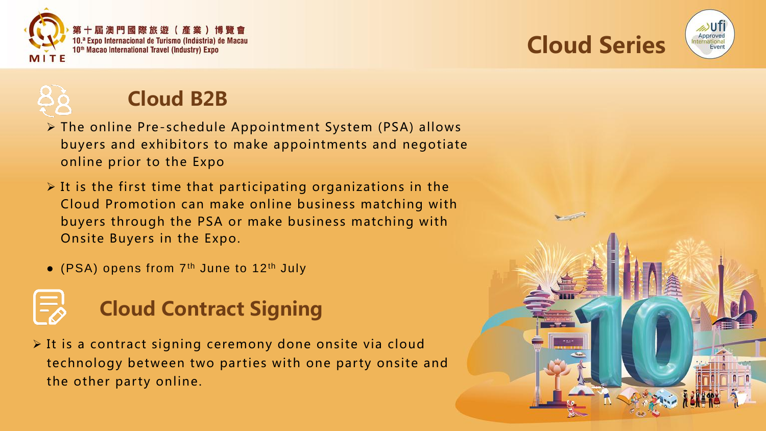# Cloud Series

## Cloud B2B

- The online Pre-schedule Appointment System (PSA) allows buyers and exhibitors to make appointments and negotiate online prior to the Expo
- It is the first time that participating organizations in the Cloud Promotion can make online business matching with buyers through the PSA or make business matching with Onsite Buyers in the Expo.

- (PSA) opens from 7th June to 12th July

## Cloud Contract Signing

- It is a contract signing ceremony done onsite via cloud technology between two parties with one party onsite and the other party online.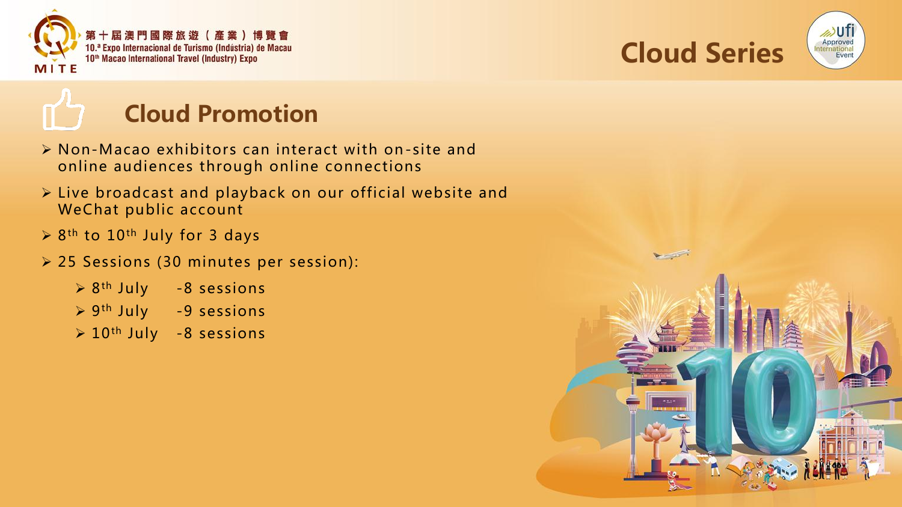# Cloud Series

## Cloud Promotion

- Non-Macao exhibitors can interact with on-site and online audiences through online connections
- Live broadcast and playback on our official website and WeChat public account
- 8th to 10th July for 3 days
- 25 Sessions (30 minutes per session):
  - 8th July -8 sessions
  - 9th July -9 sessions
  - 10th July -8 sessions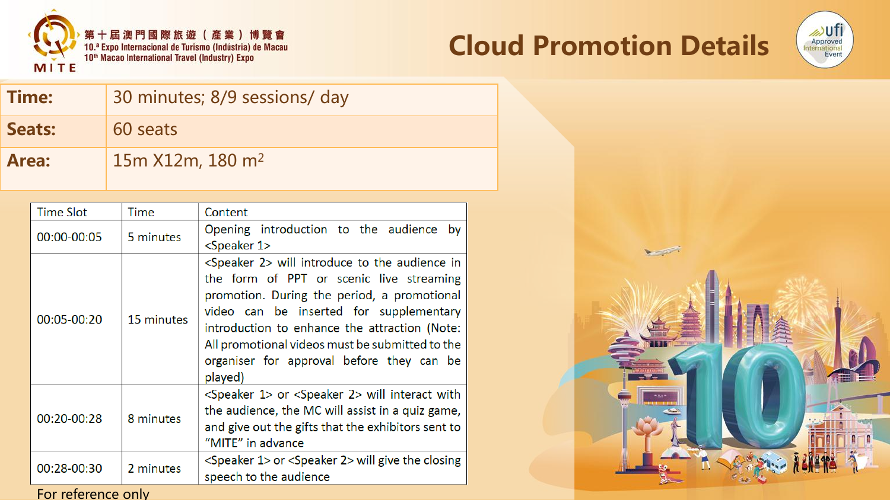# Cloud Promotion Details

| **Time:** | 30 minutes; 8/9 sessions/ day |
|---|---|
| **Seats:** | 60 seats |
| **Area:** | 15m X12m, 180 m$^2$ |

| Time Slot | Time | Content |
|---|---|---|
| 00:00-00:05 | 5 minutes | Opening introduction to the audience by <Speaker 1> |
| 00:05-00:20 | 15 minutes | <Speaker 2> will introduce to the audience in the form of PPT or scenic live streaming promotion. During the period, a promotional video can be inserted for supplementary introduction to enhance the attraction (Note: All promotional videos must be submitted to the organiser for approval before they can be played) |
| 00:20-00:28 | 8 minutes | <Speaker 1> or <Speaker 2> will interact with the audience, the MC will assist in a quiz game, and give out the gifts that the exhibitors sent to "MITE" in advance |
| 00:28-00:30 | 2 minutes | <Speaker 1> or <Speaker 2> will give the closing speech to the audience |

For reference only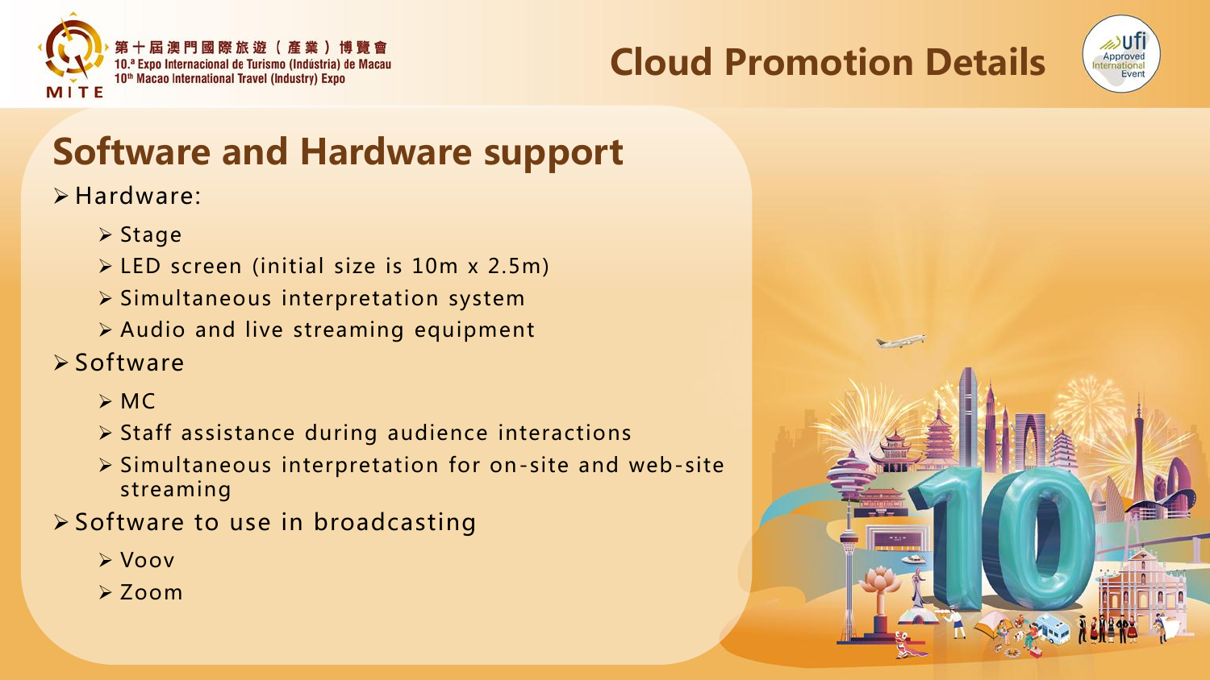# Cloud Promotion Details

## Software and Hardware support

- Hardware:
  - Stage
  - LED screen (initial size is 10m x 2.5m)
  - Simultaneous interpretation system
  - Audio and live streaming equipment
- Software
  - MC
  - Staff assistance during audience interactions
  - Simultaneous interpretation for on-site and web-site streaming
- Software to use in broadcasting
  - Voov
  - Zoom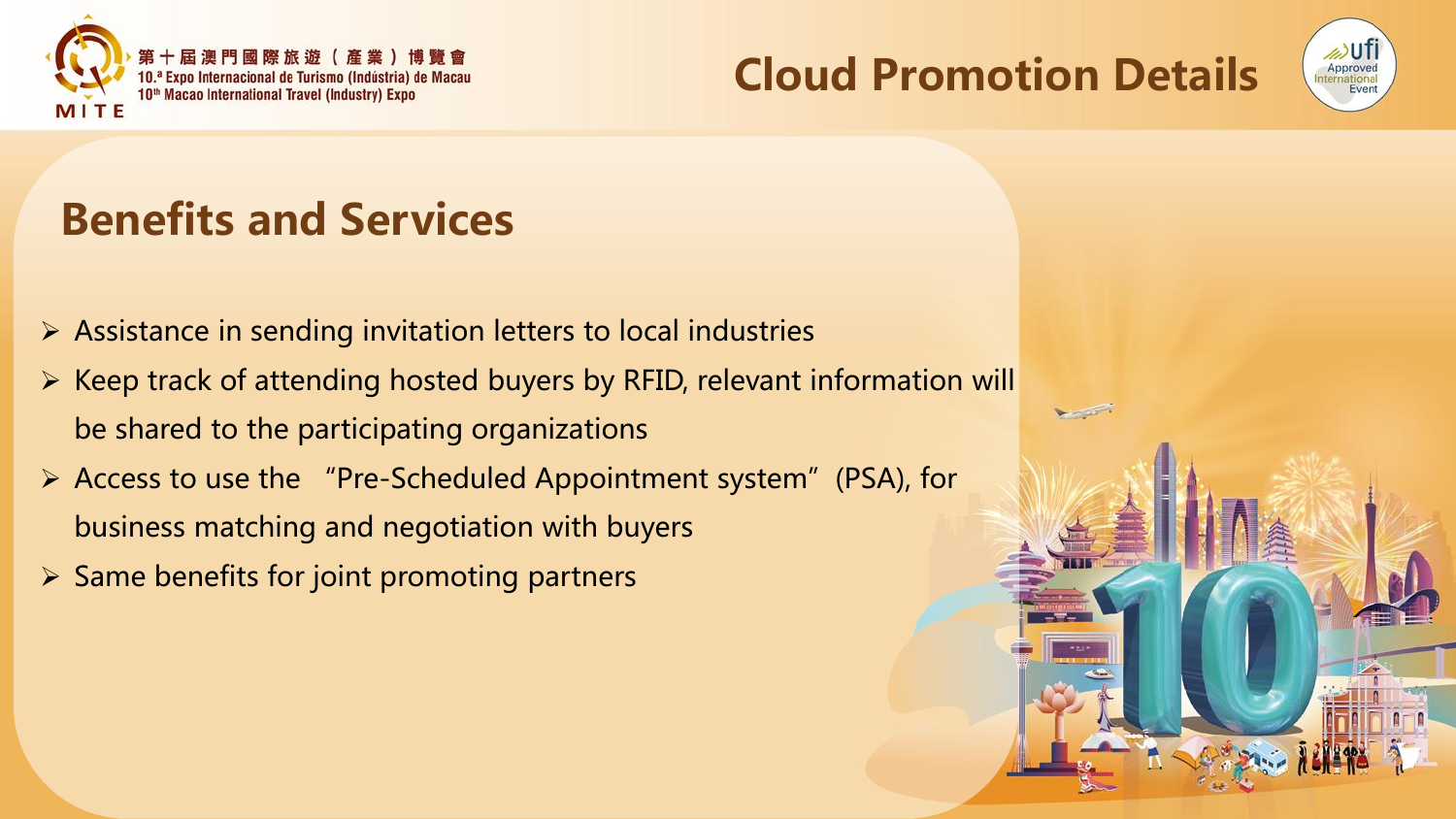# Cloud Promotion Details

## Benefits and Services

- Assistance in sending invitation letters to local industries
- Keep track of attending hosted buyers by RFID, relevant information will be shared to the participating organizations
- Access to use the "Pre-Scheduled Appointment system" (PSA), for business matching and negotiation with buyers
- Same benefits for joint promoting partners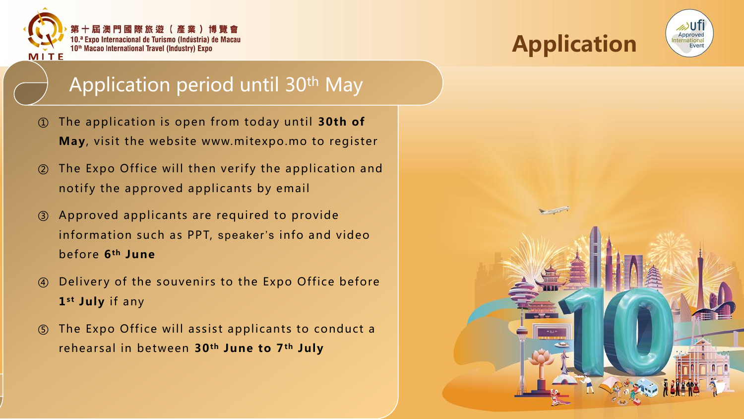第十屆澳門國際旅遊（產業）博覽會
10.ª Expo Internacional de Turismo (Indústria) de Macau
10th Macao International Travel (Industry) Expo

# Application

## Application period until 30th May

① The application is open from today until **30th of May**, visit the website www.mitexpo.mo to register

② The Expo Office will then verify the application and notify the approved applicants by email

③ Approved applicants are required to provide information such as PPT, speaker's info and video before **6th June**

④ Delivery of the souvenirs to the Expo Office before **1st July** if any

⑤ The Expo Office will assist applicants to conduct a rehearsal in between **30th June to 7th July**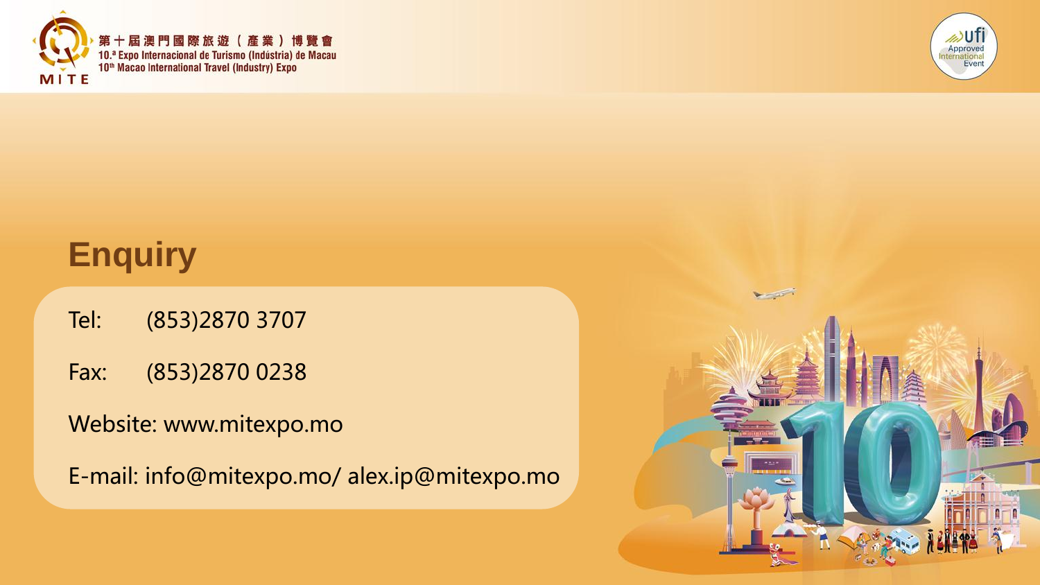# Enquiry

Tel: (853)2870 3707

Fax: (853)2870 0238

Website: www.mitexpo.mo

E-mail: info@mitexpo.mo/ alex.ip@mitexpo.mo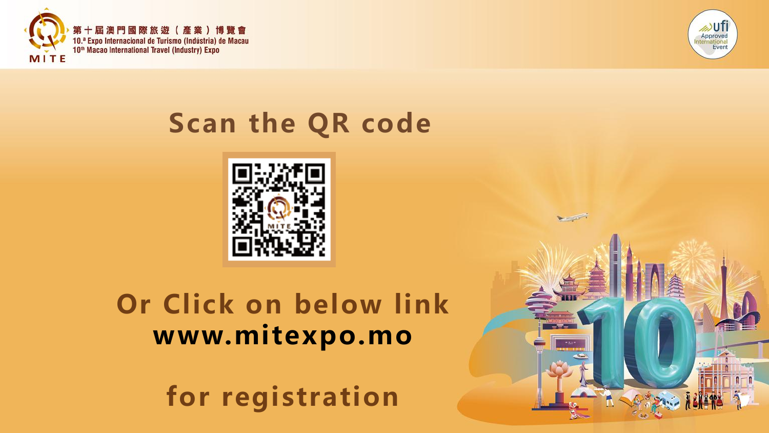第十屆澳門國際旅遊（產業）博覽會
10.ª Expo Internacional de Turismo (Indústria) de Macau
10th Macao International Travel (Industry) Expo

# Scan the QR code

# Or Click on below link

**www.mitexpo.mo**

# for registration